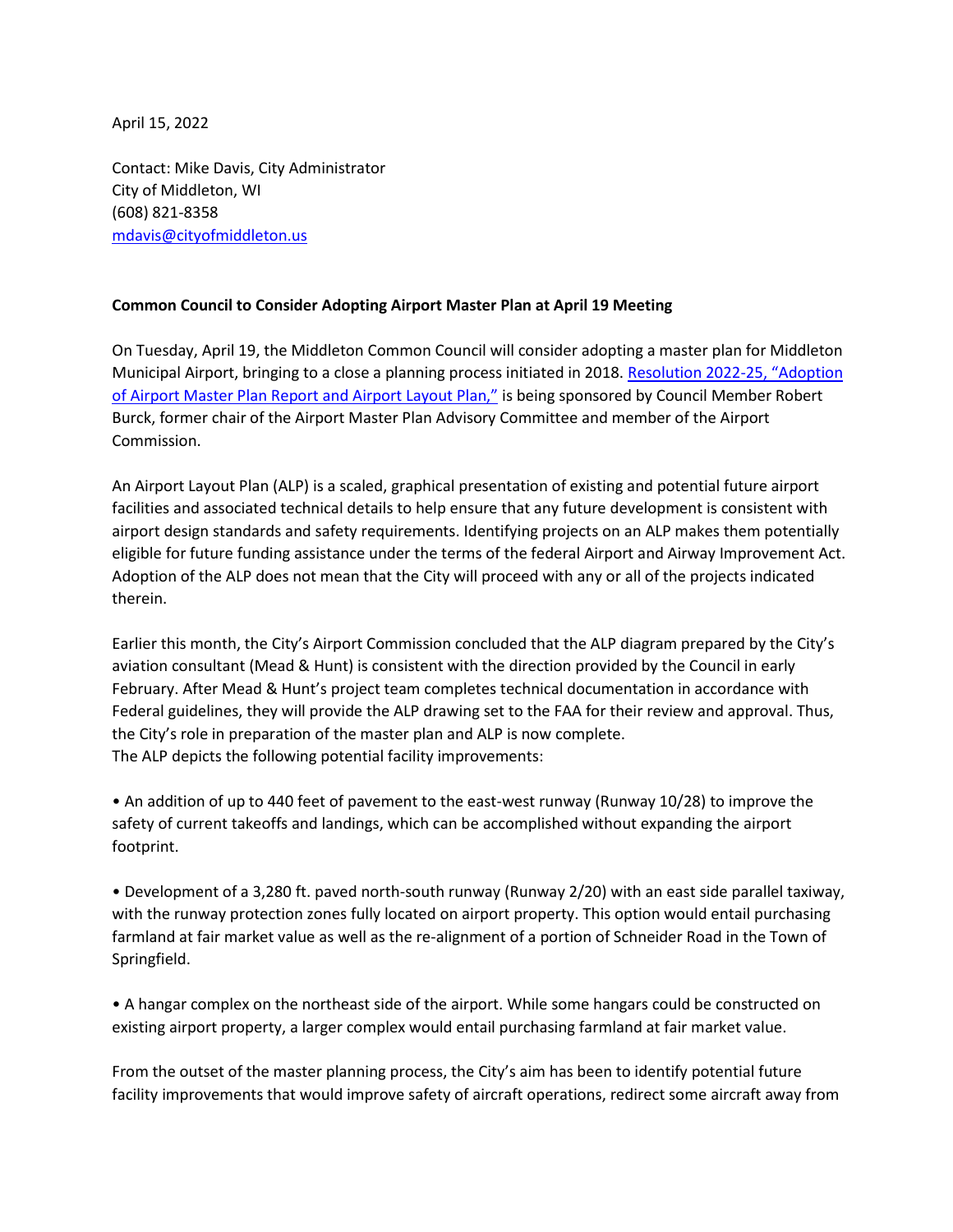April 15, 2022

Contact: Mike Davis, City Administrator
City of Middleton, WI
(608) 821-8358
[mdavis@cityofmiddleton.us](mailto:mdavis@cityofmiddleton.us)

**Common Council to Consider Adopting Airport Master Plan at April 19 Meeting**

On Tuesday, April 19, the Middleton Common Council will consider adopting a master plan for Middleton Municipal Airport, bringing to a close a planning process initiated in 2018. Resolution 2022-25, "Adoption of Airport Master Plan Report and Airport Layout Plan," is being sponsored by Council Member Robert Burck, former chair of the Airport Master Plan Advisory Committee and member of the Airport Commission.

An Airport Layout Plan (ALP) is a scaled, graphical presentation of existing and potential future airport facilities and associated technical details to help ensure that any future development is consistent with airport design standards and safety requirements. Identifying projects on an ALP makes them potentially eligible for future funding assistance under the terms of the federal Airport and Airway Improvement Act. Adoption of the ALP does not mean that the City will proceed with any or all of the projects indicated therein.

Earlier this month, the City's Airport Commission concluded that the ALP diagram prepared by the City's aviation consultant (Mead & Hunt) is consistent with the direction provided by the Council in early February. After Mead & Hunt's project team completes technical documentation in accordance with Federal guidelines, they will provide the ALP drawing set to the FAA for their review and approval. Thus, the City's role in preparation of the master plan and ALP is now complete.
The ALP depicts the following potential facility improvements:

- An addition of up to 440 feet of pavement to the east-west runway (Runway 10/28) to improve the safety of current takeoffs and landings, which can be accomplished without expanding the airport footprint.

- Development of a 3,280 ft. paved north-south runway (Runway 2/20) with an east side parallel taxiway, with the runway protection zones fully located on airport property. This option would entail purchasing farmland at fair market value as well as the re-alignment of a portion of Schneider Road in the Town of Springfield.

- A hangar complex on the northeast side of the airport. While some hangars could be constructed on existing airport property, a larger complex would entail purchasing farmland at fair market value.

From the outset of the master planning process, the City's aim has been to identify potential future facility improvements that would improve safety of aircraft operations, redirect some aircraft away from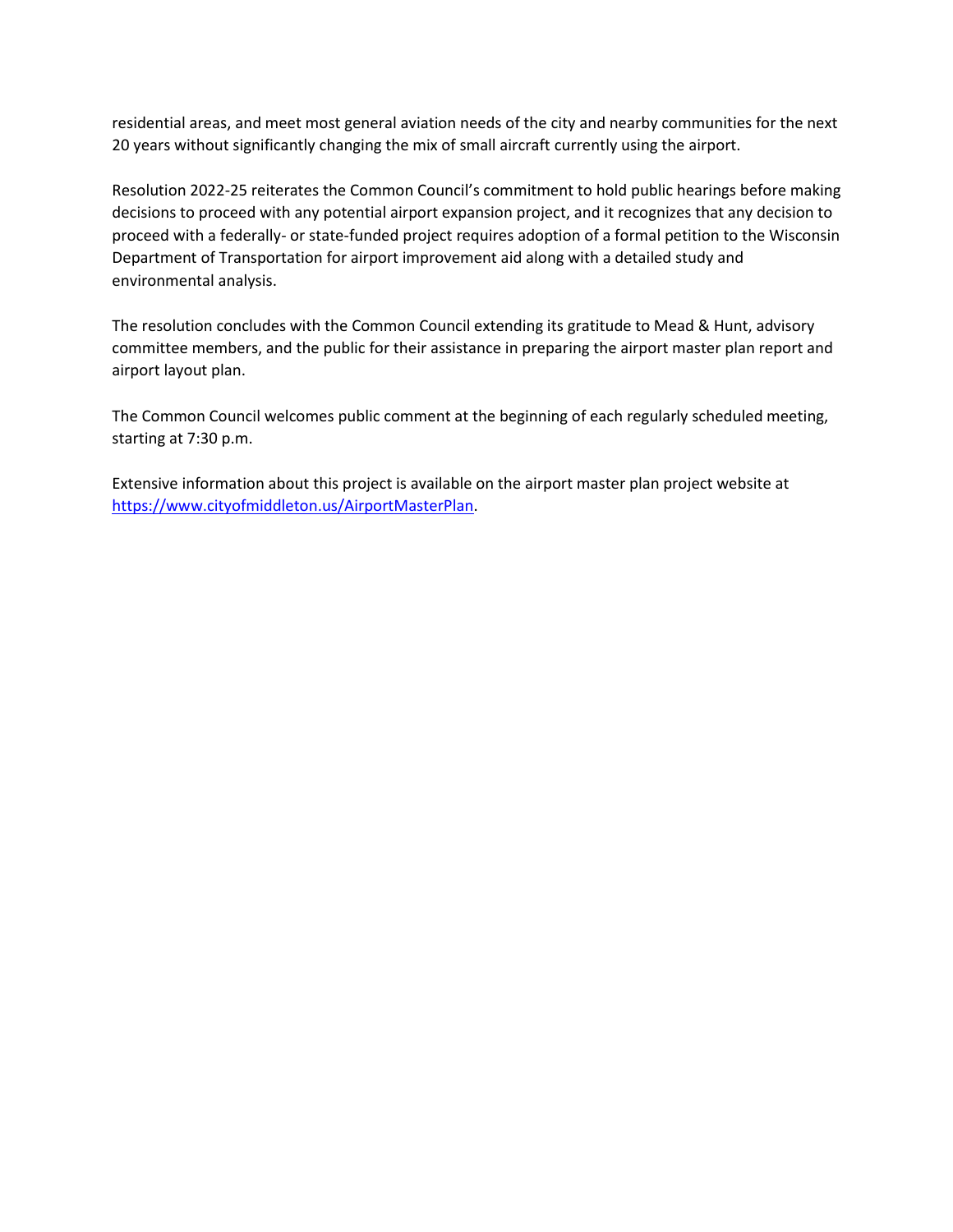residential areas, and meet most general aviation needs of the city and nearby communities for the next 20 years without significantly changing the mix of small aircraft currently using the airport.

Resolution 2022-25 reiterates the Common Council's commitment to hold public hearings before making decisions to proceed with any potential airport expansion project, and it recognizes that any decision to proceed with a federally- or state-funded project requires adoption of a formal petition to the Wisconsin Department of Transportation for airport improvement aid along with a detailed study and environmental analysis.

The resolution concludes with the Common Council extending its gratitude to Mead & Hunt, advisory committee members, and the public for their assistance in preparing the airport master plan report and airport layout plan.

The Common Council welcomes public comment at the beginning of each regularly scheduled meeting, starting at 7:30 p.m.

Extensive information about this project is available on the airport master plan project website at https://www.cityofmiddleton.us/AirportMasterPlan.